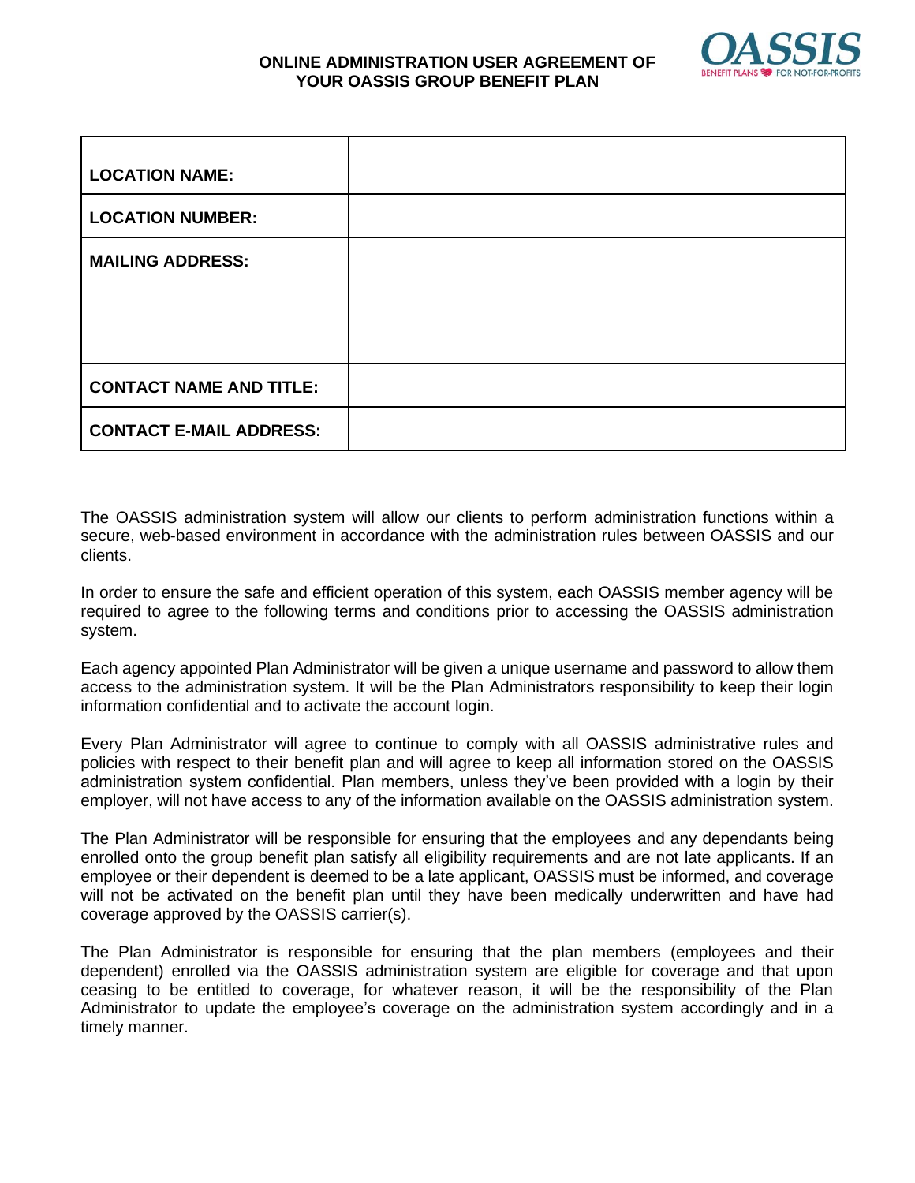# ONLINE ADMINISTRATION USER AGREEMENT OF YOUR OASSIS GROUP BENEFIT PLAN

| | |
|---|---|
| **LOCATION NAME:** | |
| **LOCATION NUMBER:** | |
| **MAILING ADDRESS:** | |
| **CONTACT NAME AND TITLE:** | |
| **CONTACT E-MAIL ADDRESS:** | |

The OASSIS administration system will allow our clients to perform administration functions within a secure, web-based environment in accordance with the administration rules between OASSIS and our clients.

In order to ensure the safe and efficient operation of this system, each OASSIS member agency will be required to agree to the following terms and conditions prior to accessing the OASSIS administration system.

Each agency appointed Plan Administrator will be given a unique username and password to allow them access to the administration system. It will be the Plan Administrators responsibility to keep their login information confidential and to activate the account login.

Every Plan Administrator will agree to continue to comply with all OASSIS administrative rules and policies with respect to their benefit plan and will agree to keep all information stored on the OASSIS administration system confidential. Plan members, unless they've been provided with a login by their employer, will not have access to any of the information available on the OASSIS administration system.

The Plan Administrator will be responsible for ensuring that the employees and any dependants being enrolled onto the group benefit plan satisfy all eligibility requirements and are not late applicants. If an employee or their dependent is deemed to be a late applicant, OASSIS must be informed, and coverage will not be activated on the benefit plan until they have been medically underwritten and have had coverage approved by the OASSIS carrier(s).

The Plan Administrator is responsible for ensuring that the plan members (employees and their dependent) enrolled via the OASSIS administration system are eligible for coverage and that upon ceasing to be entitled to coverage, for whatever reason, it will be the responsibility of the Plan Administrator to update the employee's coverage on the administration system accordingly and in a timely manner.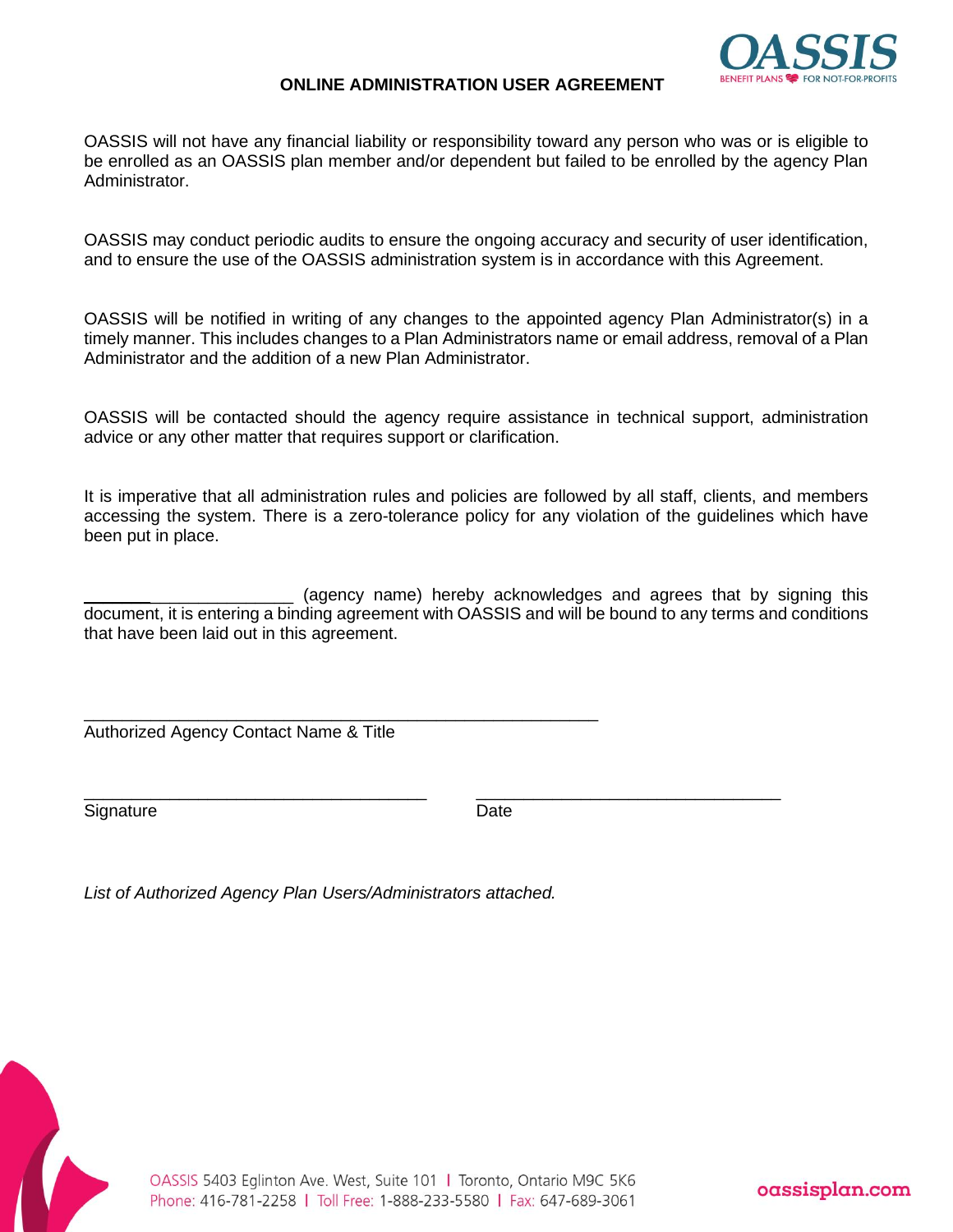**ONLINE ADMINISTRATION USER AGREEMENT**

OASSIS will not have any financial liability or responsibility toward any person who was or is eligible to be enrolled as an OASSIS plan member and/or dependent but failed to be enrolled by the agency Plan Administrator.

OASSIS may conduct periodic audits to ensure the ongoing accuracy and security of user identification, and to ensure the use of the OASSIS administration system is in accordance with this Agreement.

OASSIS will be notified in writing of any changes to the appointed agency Plan Administrator(s) in a timely manner. This includes changes to a Plan Administrators name or email address, removal of a Plan Administrator and the addition of a new Plan Administrator.

OASSIS will be contacted should the agency require assistance in technical support, administration advice or any other matter that requires support or clarification.

It is imperative that all administration rules and policies are followed by all staff, clients, and members accessing the system. There is a zero-tolerance policy for any violation of the guidelines which have been put in place.

______________________ (agency name) hereby acknowledges and agrees that by signing this document, it is entering a binding agreement with OASSIS and will be bound to any terms and conditions that have been laid out in this agreement.

_______________________________________________________

Authorized Agency Contact Name & Title

____________________________________ ________________________________

Signature Date

*List of Authorized Agency Plan Users/Administrators attached.*

OASSIS 5403 Eglinton Ave. West, Suite 101 | Toronto, Ontario M9C 5K6
Phone: 416-781-2258 | Toll Free: 1-888-233-5580 | Fax: 647-689-3061

oassisplan.com